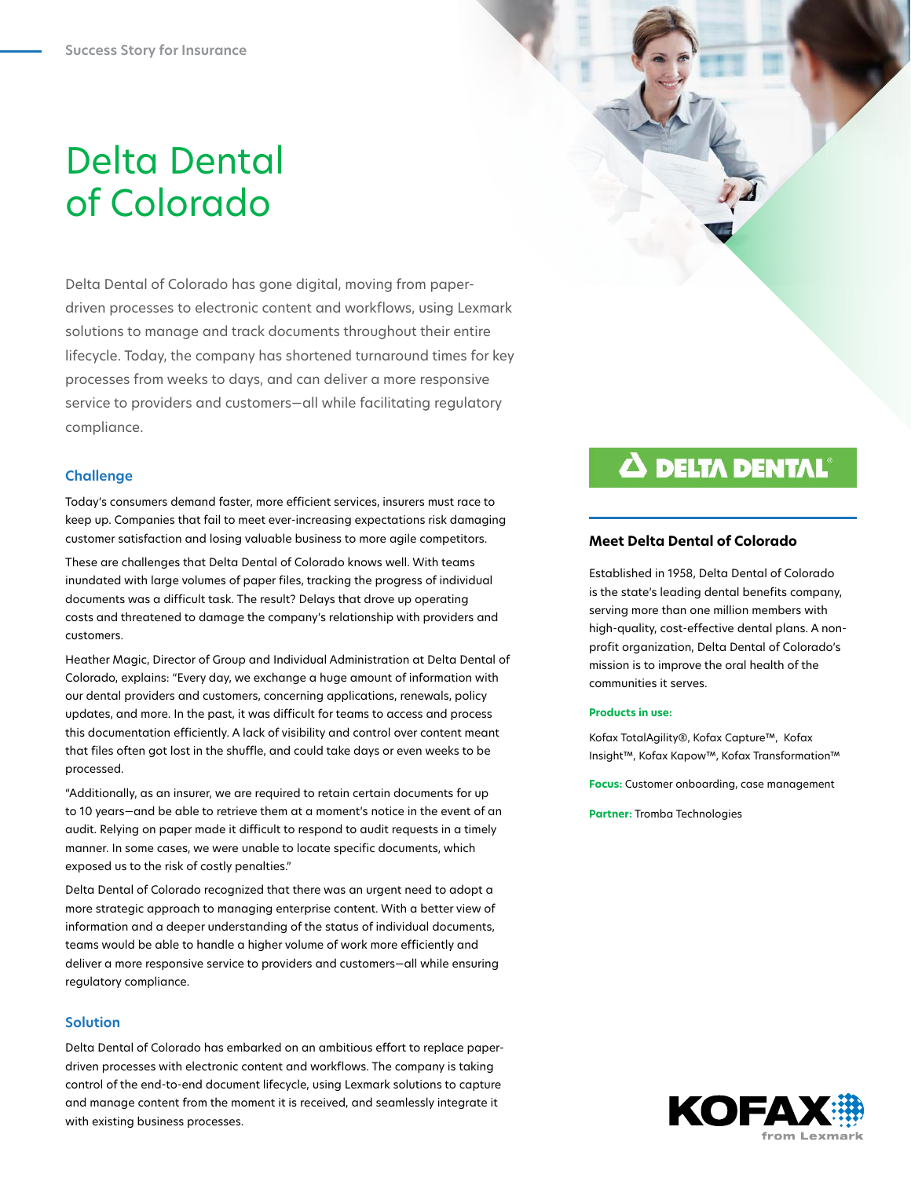Success Story for Insurance

# Delta Dental of Colorado

Delta Dental of Colorado has gone digital, moving from paper-driven processes to electronic content and workflows, using Lexmark solutions to manage and track documents throughout their entire lifecycle. Today, the company has shortened turnaround times for key processes from weeks to days, and can deliver a more responsive service to providers and customers—all while facilitating regulatory compliance.

## Challenge

Today's consumers demand faster, more efficient services, insurers must race to keep up. Companies that fail to meet ever-increasing expectations risk damaging customer satisfaction and losing valuable business to more agile competitors.

These are challenges that Delta Dental of Colorado knows well. With teams inundated with large volumes of paper files, tracking the progress of individual documents was a difficult task. The result? Delays that drove up operating costs and threatened to damage the company's relationship with providers and customers.

Heather Magic, Director of Group and Individual Administration at Delta Dental of Colorado, explains: "Every day, we exchange a huge amount of information with our dental providers and customers, concerning applications, renewals, policy updates, and more. In the past, it was difficult for teams to access and process this documentation efficiently. A lack of visibility and control over content meant that files often got lost in the shuffle, and could take days or even weeks to be processed.

"Additionally, as an insurer, we are required to retain certain documents for up to 10 years—and be able to retrieve them at a moment's notice in the event of an audit. Relying on paper made it difficult to respond to audit requests in a timely manner. In some cases, we were unable to locate specific documents, which exposed us to the risk of costly penalties."

Delta Dental of Colorado recognized that there was an urgent need to adopt a more strategic approach to managing enterprise content. With a better view of information and a deeper understanding of the status of individual documents, teams would be able to handle a higher volume of work more efficiently and deliver a more responsive service to providers and customers—all while ensuring regulatory compliance.

## Solution

Delta Dental of Colorado has embarked on an ambitious effort to replace paper-driven processes with electronic content and workflows. The company is taking control of the end-to-end document lifecycle, using Lexmark solutions to capture and manage content from the moment it is received, and seamlessly integrate it with existing business processes.

DELTA DENTAL

### Meet Delta Dental of Colorado

Established in 1958, Delta Dental of Colorado is the state's leading dental benefits company, serving more than one million members with high-quality, cost-effective dental plans. A non-profit organization, Delta Dental of Colorado's mission is to improve the oral health of the communities it serves.

**Products in use:**

Kofax TotalAgility®, Kofax Capture™, Kofax Insight™, Kofax Kapow™, Kofax Transformation™

**Focus:** Customer onboarding, case management

**Partner:** Tromba Technologies

KOFAX from Lexmark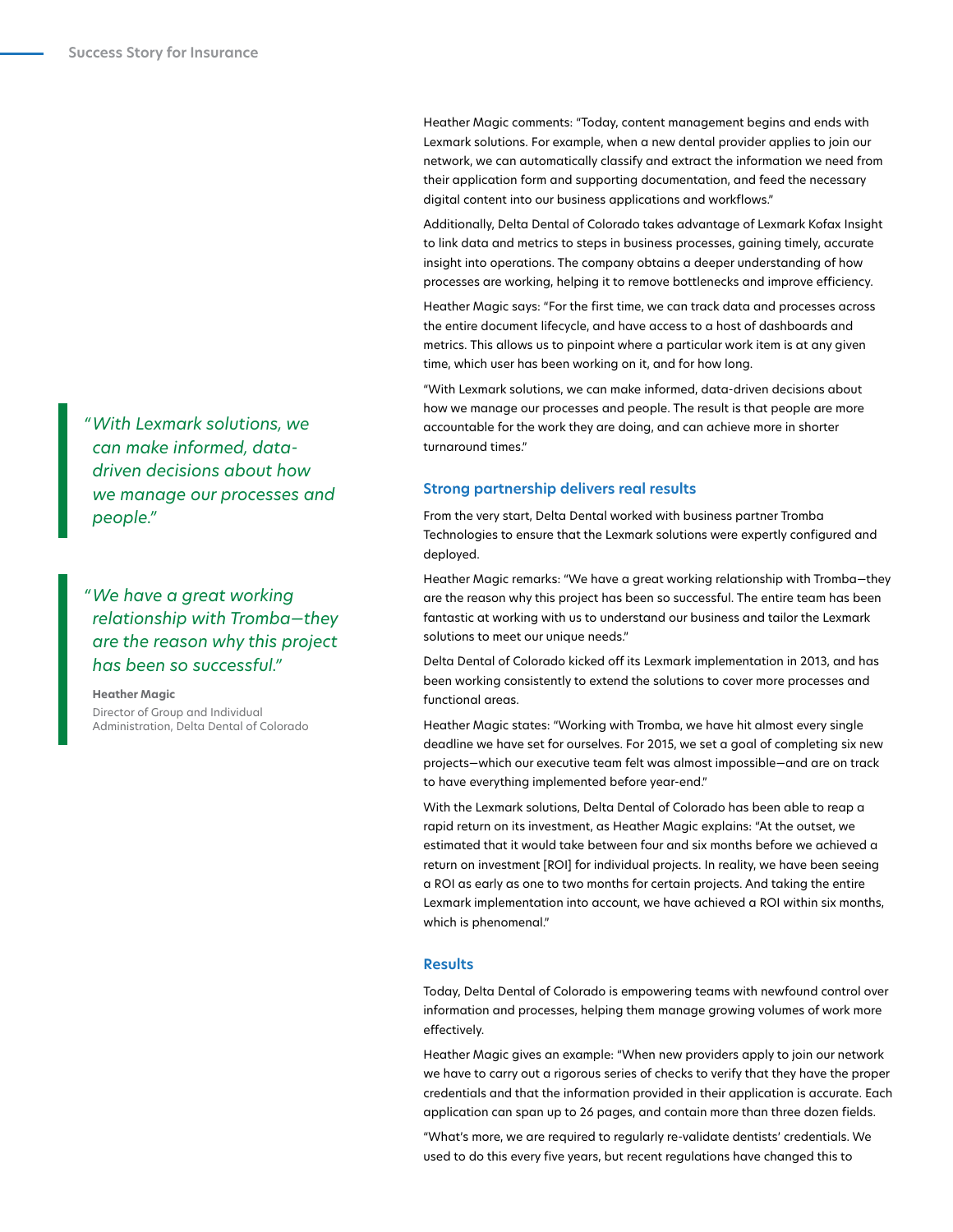Heather Magic comments: "Today, content management begins and ends with Lexmark solutions. For example, when a new dental provider applies to join our network, we can automatically classify and extract the information we need from their application form and supporting documentation, and feed the necessary digital content into our business applications and workflows."

Additionally, Delta Dental of Colorado takes advantage of Lexmark Kofax Insight to link data and metrics to steps in business processes, gaining timely, accurate insight into operations. The company obtains a deeper understanding of how processes are working, helping it to remove bottlenecks and improve efficiency.

Heather Magic says: "For the first time, we can track data and processes across the entire document lifecycle, and have access to a host of dashboards and metrics. This allows us to pinpoint where a particular work item is at any given time, which user has been working on it, and for how long.

"With Lexmark solutions, we can make informed, data-driven decisions about how we manage our processes and people. The result is that people are more accountable for the work they are doing, and can achieve more in shorter turnaround times."

> *"With Lexmark solutions, we can make informed, data-driven decisions about how we manage our processes and people."*

## Strong partnership delivers real results

From the very start, Delta Dental worked with business partner Tromba Technologies to ensure that the Lexmark solutions were expertly configured and deployed.

Heather Magic remarks: "We have a great working relationship with Tromba—they are the reason why this project has been so successful. The entire team has been fantastic at working with us to understand our business and tailor the Lexmark solutions to meet our unique needs."

> *"We have a great working relationship with Tromba—they are the reason why this project has been so successful."*
>
> **Heather Magic**
> Director of Group and Individual Administration, Delta Dental of Colorado

Delta Dental of Colorado kicked off its Lexmark implementation in 2013, and has been working consistently to extend the solutions to cover more processes and functional areas.

Heather Magic states: "Working with Tromba, we have hit almost every single deadline we have set for ourselves. For 2015, we set a goal of completing six new projects—which our executive team felt was almost impossible—and are on track to have everything implemented before year-end."

With the Lexmark solutions, Delta Dental of Colorado has been able to reap a rapid return on its investment, as Heather Magic explains: "At the outset, we estimated that it would take between four and six months before we achieved a return on investment [ROI] for individual projects. In reality, we have been seeing a ROI as early as one to two months for certain projects. And taking the entire Lexmark implementation into account, we have achieved a ROI within six months, which is phenomenal."

## Results

Today, Delta Dental of Colorado is empowering teams with newfound control over information and processes, helping them manage growing volumes of work more effectively.

Heather Magic gives an example: "When new providers apply to join our network we have to carry out a rigorous series of checks to verify that they have the proper credentials and that the information provided in their application is accurate. Each application can span up to 26 pages, and contain more than three dozen fields.

"What's more, we are required to regularly re-validate dentists' credentials. We used to do this every five years, but recent regulations have changed this to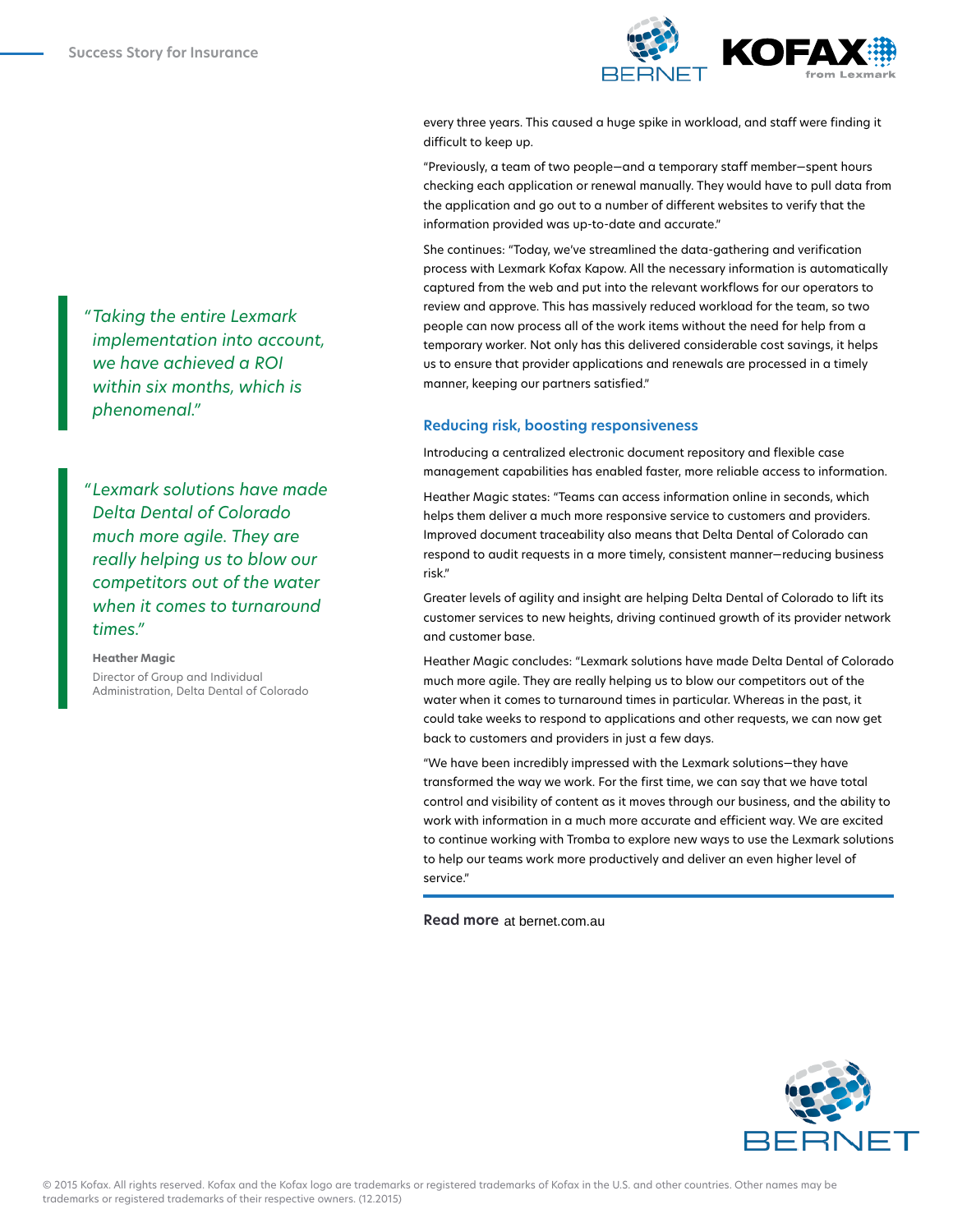every three years. This caused a huge spike in workload, and staff were finding it difficult to keep up.

"Previously, a team of two people—and a temporary staff member—spent hours checking each application or renewal manually. They would have to pull data from the application and go out to a number of different websites to verify that the information provided was up-to-date and accurate."

She continues: "Today, we've streamlined the data-gathering and verification process with Lexmark Kofax Kapow. All the necessary information is automatically captured from the web and put into the relevant workflows for our operators to review and approve. This has massively reduced workload for the team, so two people can now process all of the work items without the need for help from a temporary worker. Not only has this delivered considerable cost savings, it helps us to ensure that provider applications and renewals are processed in a timely manner, keeping our partners satisfied."

> *"Taking the entire Lexmark implementation into account, we have achieved a ROI within six months, which is phenomenal."*

> *"Lexmark solutions have made Delta Dental of Colorado much more agile. They are really helping us to blow our competitors out of the water when it comes to turnaround times."*
>
> **Heather Magic**
> Director of Group and Individual Administration, Delta Dental of Colorado

## Reducing risk, boosting responsiveness

Introducing a centralized electronic document repository and flexible case management capabilities has enabled faster, more reliable access to information.

Heather Magic states: "Teams can access information online in seconds, which helps them deliver a much more responsive service to customers and providers. Improved document traceability also means that Delta Dental of Colorado can respond to audit requests in a more timely, consistent manner—reducing business risk."

Greater levels of agility and insight are helping Delta Dental of Colorado to lift its customer services to new heights, driving continued growth of its provider network and customer base.

Heather Magic concludes: "Lexmark solutions have made Delta Dental of Colorado much more agile. They are really helping us to blow our competitors out of the water when it comes to turnaround times in particular. Whereas in the past, it could take weeks to respond to applications and other requests, we can now get back to customers and providers in just a few days.

"We have been incredibly impressed with the Lexmark solutions—they have transformed the way we work. For the first time, we can say that we have total control and visibility of content as it moves through our business, and the ability to work with information in a much more accurate and efficient way. We are excited to continue working with Tromba to explore new ways to use the Lexmark solutions to help our teams work more productively and deliver an even higher level of service."

**Read more** at bernet.com.au

© 2015 Kofax. All rights reserved. Kofax and the Kofax logo are trademarks or registered trademarks of Kofax in the U.S. and other countries. Other names may be trademarks or registered trademarks of their respective owners. (12.2015)